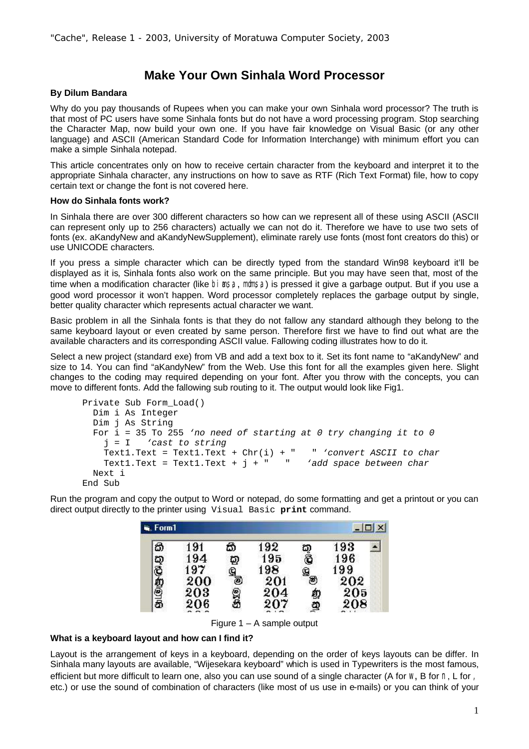# Make Your Own Sinhala Word Processor

**By Dilum Bandara**

Why do you pay thousands of Rupees when you can make your own Sinhala word processor? The truth is that most of PC users have some Sinhala fonts but do not have a word processing program. Stop searching the Character Map, now build your own one. If you have fair knowledge on Visual Basic (or any other language) and ASCII (American Standard Code for Information Interchange) with minimum effort you can make a simple Sinhala notepad.

This article concentrates only on how to receive certain character from the keyboard and interpret it to the appropriate Sinhala character, any instructions on how to save as RTF (Rich Text Format) file, how to copy certain text or change the font is not covered here.

**How do Sinhala fonts work?**

In Sinhala there are over 300 different characters so how can we represent all of these using ASCII (ASCII can represent only up to 256 characters) actually we can not do it. Therefore we have to use two sets of fonts (ex. aKandyNew and aKandyNewSupplement), eliminate rarely use fonts (most font creators do this) or use UNICODE characters.

If you press a simple character which can be directly typed from the standard Win98 keyboard it'll be displayed as it is, Sinhala fonts also work on the same principle. But you may have seen that, most of the time when a modification character (like bi ans a, mdms a) is pressed it give a garbage output. But if you use a good word processor it won't happen. Word processor completely replaces the garbage output by single, better quality character which represents actual character we want.

Basic problem in all the Sinhala fonts is that they do not fallow any standard although they belong to the same keyboard layout or even created by same person. Therefore first we have to find out what are the available characters and its corresponding ASCII value. Fallowing coding illustrates how to do it.

Select a new project (standard exe) from VB and add a text box to it. Set its font name to "aKandyNew" and size to 14. You can find "aKandyNew" from the Web. Use this font for all the examples given here. Slight changes to the coding may required depending on your font. After you throw with the concepts, you can move to different fonts. Add the fallowing sub routing to it. The output would look like Fig1.

```
Private Sub Form_Load()
  Dim i As Integer
  Dim j As String
  For i = 35 To 255 'no need of starting at 0 try changing it to 0
    j = I   'cast to string
    Text1.Text = Text1.Text + Chr(i) + "   " 'convert ASCII to char
    Text1.Text = Text1.Text + j + "   "   'add space between char
  Next i
End Sub
```

Run the program and copy the output to Word or notepad, do some formatting and get a printout or you can direct output directly to the printer using `Visual Basic` **print** command.

Figure 1 – A sample output

**What is a keyboard layout and how can I find it?**

Layout is the arrangement of keys in a keyboard, depending on the order of keys layouts can be differ. In Sinhala many layouts are available, "Wijesekara keyboard" which is used in Typewriters is the most famous, efficient but more difficult to learn one, also you can use sound of a single character (A for W, B for n, L for , etc.) or use the sound of combination of characters (like most of us use in e-mails) or you can think of your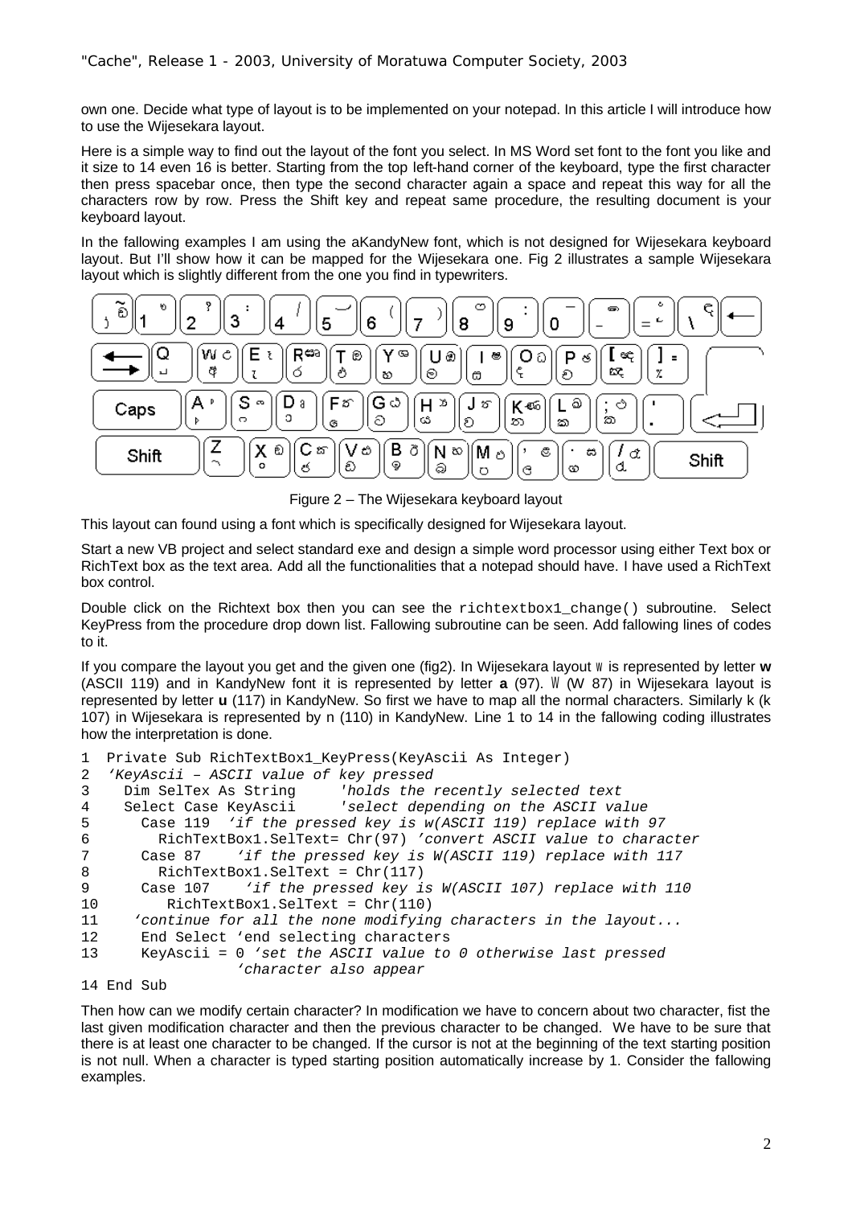own one. Decide what type of layout is to be implemented on your notepad. In this article I will introduce how to use the Wijesekara layout.

Here is a simple way to find out the layout of the font you select. In MS Word set font to the font you like and it size to 14 even 16 is better. Starting from the top left-hand corner of the keyboard, type the first character then press spacebar once, then type the second character again a space and repeat this way for all the characters row by row. Press the Shift key and repeat same procedure, the resulting document is your keyboard layout.

In the fallowing examples I am using the aKandyNew font, which is not designed for Wijesekara keyboard layout. But I'll show how it can be mapped for the Wijesekara one. Fig 2 illustrates a sample Wijesekara layout which is slightly different from the one you find in typewriters.

Figure 2 – The Wijesekara keyboard layout

This layout can found using a font which is specifically designed for Wijesekara layout.

Start a new VB project and select standard exe and design a simple word processor using either Text box or RichText box as the text area. Add all the functionalities that a notepad should have. I have used a RichText box control.

Double click on the Richtext box then you can see the `richtextbox1_change()` subroutine. Select KeyPress from the procedure drop down list. Fallowing subroutine can be seen. Add fallowing lines of codes to it.

If you compare the layout you get and the given one (fig2). In Wijesekara layout අ is represented by letter **w** (ASCII 119) and in KandyNew font it is represented by letter **a** (97). උ (W 87) in Wijesekara layout is represented by letter **u** (117) in KandyNew. So first we have to map all the normal characters. Similarly k (k 107) in Wijesekara is represented by n (110) in KandyNew. Line 1 to 14 in the fallowing coding illustrates how the interpretation is done.

```
1  Private Sub RichTextBox1_KeyPress(KeyAscii As Integer)
2  'KeyAscii – ASCII value of key pressed
3    Dim SelTex As String     'holds the recently selected text
4    Select Case KeyAscii     'select depending on the ASCII value
5      Case 119  'if the pressed key is w(ASCII 119) replace with 97
6        RichTextBox1.SelText= Chr(97) 'convert ASCII value to character
7      Case 87    'if the pressed key is W(ASCII 119) replace with 117
8        RichTextBox1.SelText = Chr(117)
9      Case 107    'if the pressed key is W(ASCII 107) replace with 110
10        RichTextBox1.SelText = Chr(110)
11    'continue for all the none modifying characters in the layout...
12     End Select 'end selecting characters
13     KeyAscii = 0 'set the ASCII value to 0 otherwise last pressed
                 'character also appear
14 End Sub
```

Then how can we modify certain character? In modification we have to concern about two character, fist the last given modification character and then the previous character to be changed. We have to be sure that there is at least one character to be changed. If the cursor is not at the beginning of the text starting position is not null. When a character is typed starting position automatically increase by 1. Consider the fallowing examples.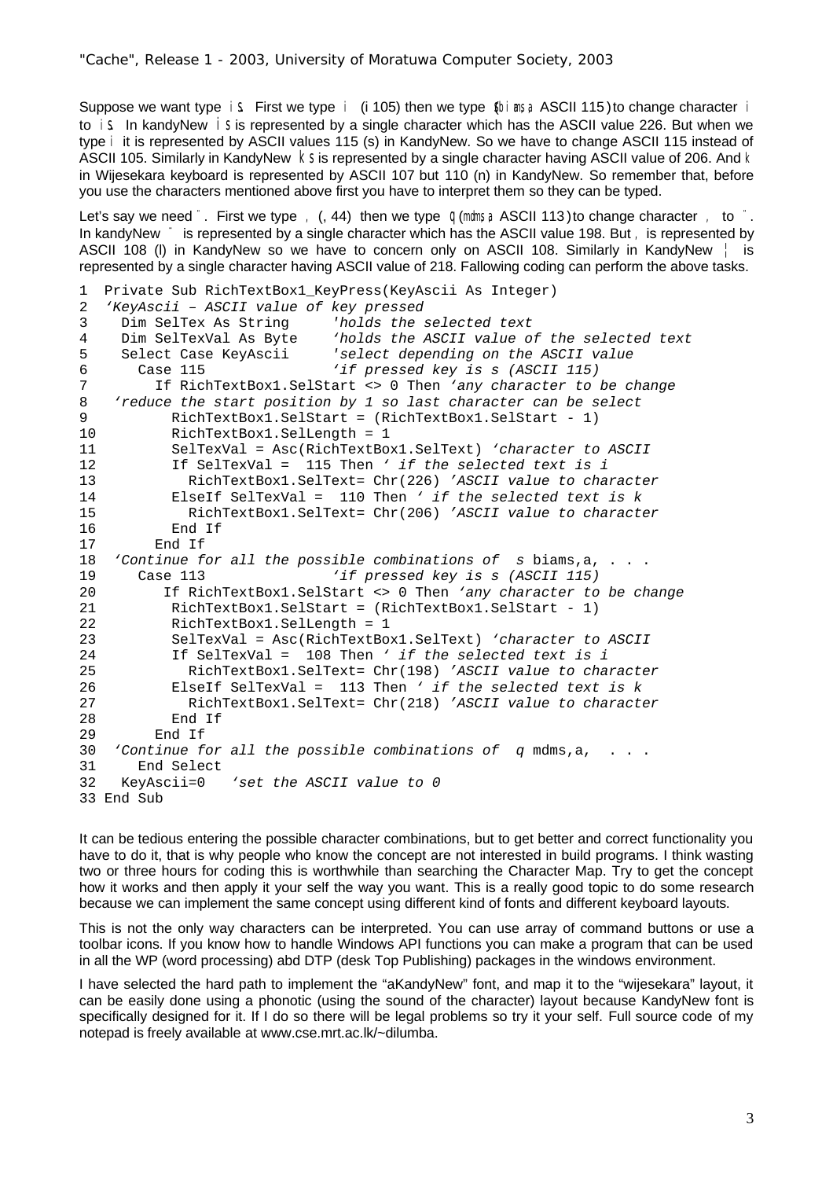Suppose we want type iS. First we type i (i 105) then we type $biams,a ASCII 115) to change character i to iS. In kandyNew iS is represented by a single character which has the ASCII value 226. But when we type i it is represented by ASCII values 115 (s) in KandyNew. So we have to change ASCII 115 instead of ASCII 105. Similarly in KandyNew kS is represented by a single character having ASCII value of 206. And k in Wijesekara keyboard is represented by ASCII 107 but 110 (n) in KandyNew. So remember that, before you use the characters mentioned above first you have to interpret them so they can be typed.

Let's say we need ¨. First we type , (, 44) then we type q (mdms,a ASCII 113) to change character , to ¨. In kandyNew ¨ is represented by a single character which has the ASCII value 198. But , is represented by ASCII 108 (l) in KandyNew so we have to concern only on ASCII 108. Similarly in KandyNew ¦ is represented by a single character having ASCII value of 218. Fallowing coding can perform the above tasks.

```
1  Private Sub RichTextBox1_KeyPress(KeyAscii As Integer)
2  'KeyAscii – ASCII value of key pressed
3    Dim SelTex As String      'holds the selected text
4    Dim SelTexVal As Byte     'holds the ASCII value of the selected text
5    Select Case KeyAscii      'select depending on the ASCII value
6      Case 115                'if pressed key is s (ASCII 115)
7        If RichTextBox1.SelStart <> 0 Then 'any character to be change
8  'reduce the start position by 1 so last character can be select
9          RichTextBox1.SelStart = (RichTextBox1.SelStart - 1)
10         RichTextBox1.SelLength = 1
11         SelTexVal = Asc(RichTextBox1.SelText) 'character to ASCII
12         If SelTexVal =  115 Then ' if the selected text is i
13           RichTextBox1.SelText= Chr(226) 'ASCII value to character
14         ElseIf SelTexVal =  110 Then ' if the selected text is k
15           RichTextBox1.SelText= Chr(206) 'ASCII value to character
16         End If
17       End If
18  'Continue for all the possible combinations of  s biams,a, . . .
19     Case 113                'if pressed key is s (ASCII 115)
20       If RichTextBox1.SelStart <> 0 Then 'any character to be change
21         RichTextBox1.SelStart = (RichTextBox1.SelStart - 1)
22         RichTextBox1.SelLength = 1
23         SelTexVal = Asc(RichTextBox1.SelText) 'character to ASCII
24         If SelTexVal =  108 Then ' if the selected text is i
25           RichTextBox1.SelText= Chr(198) 'ASCII value to character
26         ElseIf SelTexVal =  113 Then ' if the selected text is k
27           RichTextBox1.SelText= Chr(218) 'ASCII value to character
28         End If
29       End If
30  'Continue for all the possible combinations of  q mdms,a,  . . .
31     End Select
32   KeyAscii=0   'set the ASCII value to 0
33 End Sub
```

It can be tedious entering the possible character combinations, but to get better and correct functionality you have to do it, that is why people who know the concept are not interested in build programs. I think wasting two or three hours for coding this is worthwhile than searching the Character Map. Try to get the concept how it works and then apply it your self the way you want. This is a really good topic to do some research because we can implement the same concept using different kind of fonts and different keyboard layouts.

This is not the only way characters can be interpreted. You can use array of command buttons or use a toolbar icons. If you know how to handle Windows API functions you can make a program that can be used in all the WP (word processing) abd DTP (desk Top Publishing) packages in the windows environment.

I have selected the hard path to implement the "aKandyNew" font, and map it to the "wijesekara" layout, it can be easily done using a phonotic (using the sound of the character) layout because KandyNew font is specifically designed for it. If I do so there will be legal problems so try it your self. Full source code of my notepad is freely available at www.cse.mrt.ac.lk/~dilumba.